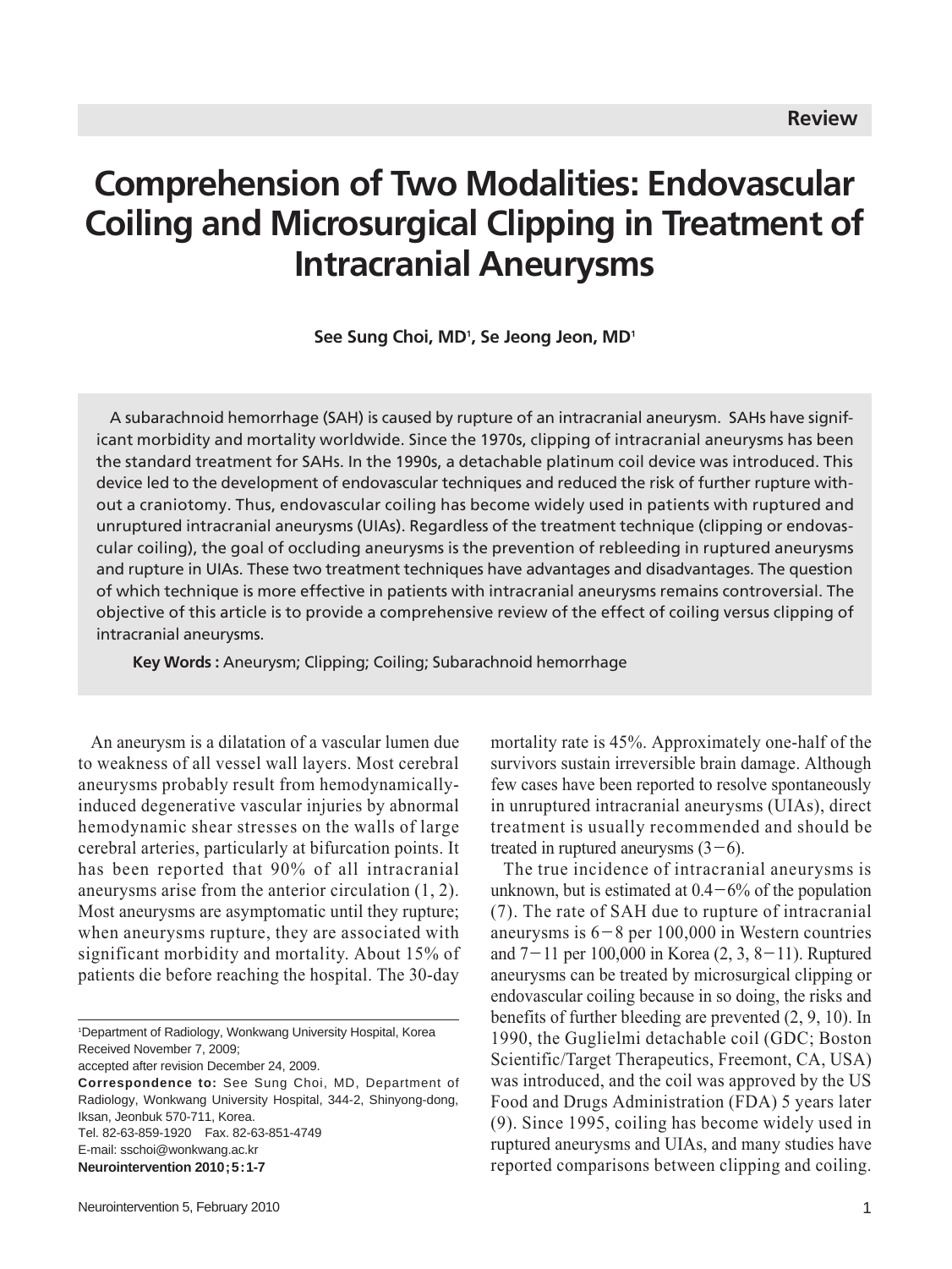Review

# Comprehension of Two Modalities: Endovascular Coiling and Microsurgical Clipping in Treatment of Intracranial Aneurysms

**See Sung Choi, MD[1], Se Jeong Jeon, MD[1]**

A subarachnoid hemorrhage (SAH) is caused by rupture of an intracranial aneurysm. SAHs have significant morbidity and mortality worldwide. Since the 1970s, clipping of intracranial aneurysms has been the standard treatment for SAHs. In the 1990s, a detachable platinum coil device was introduced. This device led to the development of endovascular techniques and reduced the risk of further rupture without a craniotomy. Thus, endovascular coiling has become widely used in patients with ruptured and unruptured intracranial aneurysms (UIAs). Regardless of the treatment technique (clipping or endovascular coiling), the goal of occluding aneurysms is the prevention of rebleeding in ruptured aneurysms and rupture in UIAs. These two treatment techniques have advantages and disadvantages. The question of which technique is more effective in patients with intracranial aneurysms remains controversial. The objective of this article is to provide a comprehensive review of the effect of coiling versus clipping of intracranial aneurysms.

**Key Words :** Aneurysm; Clipping; Coiling; Subarachnoid hemorrhage

An aneurysm is a dilatation of a vascular lumen due to weakness of all vessel wall layers. Most cerebral aneurysms probably result from hemodynamically-induced degenerative vascular injuries by abnormal hemodynamic shear stresses on the walls of large cerebral arteries, particularly at bifurcation points. It has been reported that 90% of all intracranial aneurysms arise from the anterior circulation (1, 2). Most aneurysms are asymptomatic until they rupture; when aneurysms rupture, they are associated with significant morbidity and mortality. About 15% of patients die before reaching the hospital. The 30-day mortality rate is 45%. Approximately one-half of the survivors sustain irreversible brain damage. Although few cases have been reported to resolve spontaneously in unruptured intracranial aneurysms (UIAs), direct treatment is usually recommended and should be treated in ruptured aneurysms (3−6).

The true incidence of intracranial aneurysms is unknown, but is estimated at 0.4−6% of the population (7). The rate of SAH due to rupture of intracranial aneurysms is 6−8 per 100,000 in Western countries and 7−11 per 100,000 in Korea (2, 3, 8−11). Ruptured aneurysms can be treated by microsurgical clipping or endovascular coiling because in so doing, the risks and benefits of further bleeding are prevented (2, 9, 10). In 1990, the Guglielmi detachable coil (GDC; Boston Scientific/Target Therapeutics, Freemont, CA, USA) was introduced, and the coil was approved by the US Food and Drugs Administration (FDA) 5 years later (9). Since 1995, coiling has become widely used in ruptured aneurysms and UIAs, and many studies have reported comparisons between clipping and coiling.

[1]Department of Radiology, Wonkwang University Hospital, Korea
Received November 7, 2009;
accepted after revision December 24, 2009.
**Correspondence to:** See Sung Choi, MD, Department of Radiology, Wonkwang University Hospital, 344-2, Shinyong-dong, Iksan, Jeonbuk 570-711, Korea.
Tel. 82-63-859-1920 Fax. 82-63-851-4749
E-mail: sschoi@wonkwang.ac.kr
**Neurointervention 2010;5:1-7**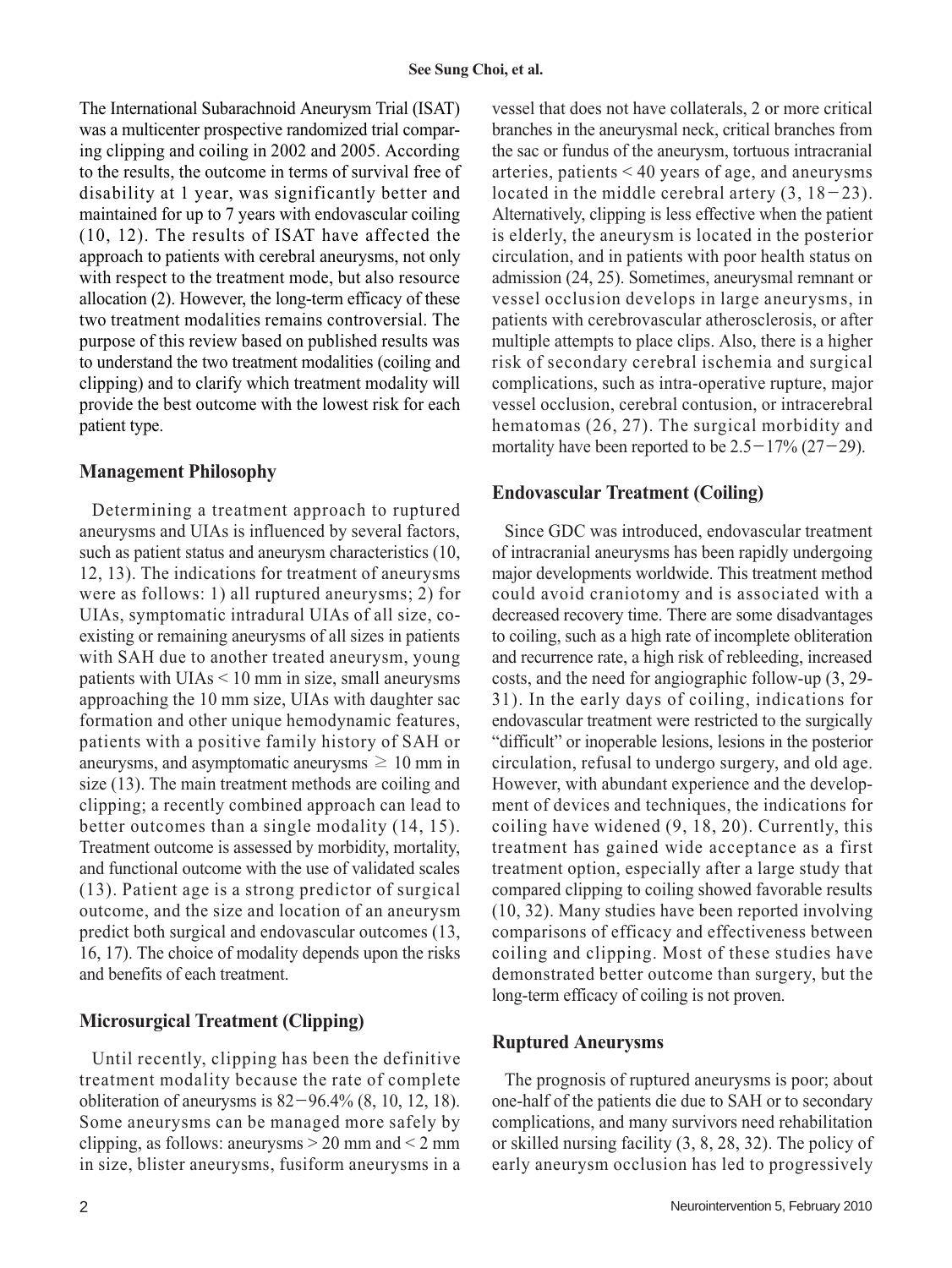The International Subarachnoid Aneurysm Trial (ISAT) was a multicenter prospective randomized trial comparing clipping and coiling in 2002 and 2005. According to the results, the outcome in terms of survival free of disability at 1 year, was significantly better and maintained for up to 7 years with endovascular coiling (10, 12). The results of ISAT have affected the approach to patients with cerebral aneurysms, not only with respect to the treatment mode, but also resource allocation (2). However, the long-term efficacy of these two treatment modalities remains controversial. The purpose of this review based on published results was to understand the two treatment modalities (coiling and clipping) and to clarify which treatment modality will provide the best outcome with the lowest risk for each patient type.

## Management Philosophy

Determining a treatment approach to ruptured aneurysms and UIAs is influenced by several factors, such as patient status and aneurysm characteristics (10, 12, 13). The indications for treatment of aneurysms were as follows: 1) all ruptured aneurysms; 2) for UIAs, symptomatic intradural UIAs of all size, co-existing or remaining aneurysms of all sizes in patients with SAH due to another treated aneurysm, young patients with UIAs < 10 mm in size, small aneurysms approaching the 10 mm size, UIAs with daughter sac formation and other unique hemodynamic features, patients with a positive family history of SAH or aneurysms, and asymptomatic aneurysms $\geq$ 10 mm in size (13). The main treatment methods are coiling and clipping; a recently combined approach can lead to better outcomes than a single modality (14, 15). Treatment outcome is assessed by morbidity, mortality, and functional outcome with the use of validated scales (13). Patient age is a strong predictor of surgical outcome, and the size and location of an aneurysm predict both surgical and endovascular outcomes (13, 16, 17). The choice of modality depends upon the risks and benefits of each treatment.

## Microsurgical Treatment (Clipping)

Until recently, clipping has been the definitive treatment modality because the rate of complete obliteration of aneurysms is 82−96.4% (8, 10, 12, 18). Some aneurysms can be managed more safely by clipping, as follows: aneurysms > 20 mm and < 2 mm in size, blister aneurysms, fusiform aneurysms in a vessel that does not have collaterals, 2 or more critical branches in the aneurysmal neck, critical branches from the sac or fundus of the aneurysm, tortuous intracranial arteries, patients < 40 years of age, and aneurysms located in the middle cerebral artery (3, 18−23). Alternatively, clipping is less effective when the patient is elderly, the aneurysm is located in the posterior circulation, and in patients with poor health status on admission (24, 25). Sometimes, aneurysmal remnant or vessel occlusion develops in large aneurysms, in patients with cerebrovascular atherosclerosis, or after multiple attempts to place clips. Also, there is a higher risk of secondary cerebral ischemia and surgical complications, such as intra-operative rupture, major vessel occlusion, cerebral contusion, or intracerebral hematomas (26, 27). The surgical morbidity and mortality have been reported to be 2.5−17% (27−29).

## Endovascular Treatment (Coiling)

Since GDC was introduced, endovascular treatment of intracranial aneurysms has been rapidly undergoing major developments worldwide. This treatment method could avoid craniotomy and is associated with a decreased recovery time. There are some disadvantages to coiling, such as a high rate of incomplete obliteration and recurrence rate, a high risk of rebleeding, increased costs, and the need for angiographic follow-up (3, 29-31). In the early days of coiling, indications for endovascular treatment were restricted to the surgically "difficult" or inoperable lesions, lesions in the posterior circulation, refusal to undergo surgery, and old age. However, with abundant experience and the development of devices and techniques, the indications for coiling have widened (9, 18, 20). Currently, this treatment has gained wide acceptance as a first treatment option, especially after a large study that compared clipping to coiling showed favorable results (10, 32). Many studies have been reported involving comparisons of efficacy and effectiveness between coiling and clipping. Most of these studies have demonstrated better outcome than surgery, but the long-term efficacy of coiling is not proven.

## Ruptured Aneurysms

The prognosis of ruptured aneurysms is poor; about one-half of the patients die due to SAH or to secondary complications, and many survivors need rehabilitation or skilled nursing facility (3, 8, 28, 32). The policy of early aneurysm occlusion has led to progressively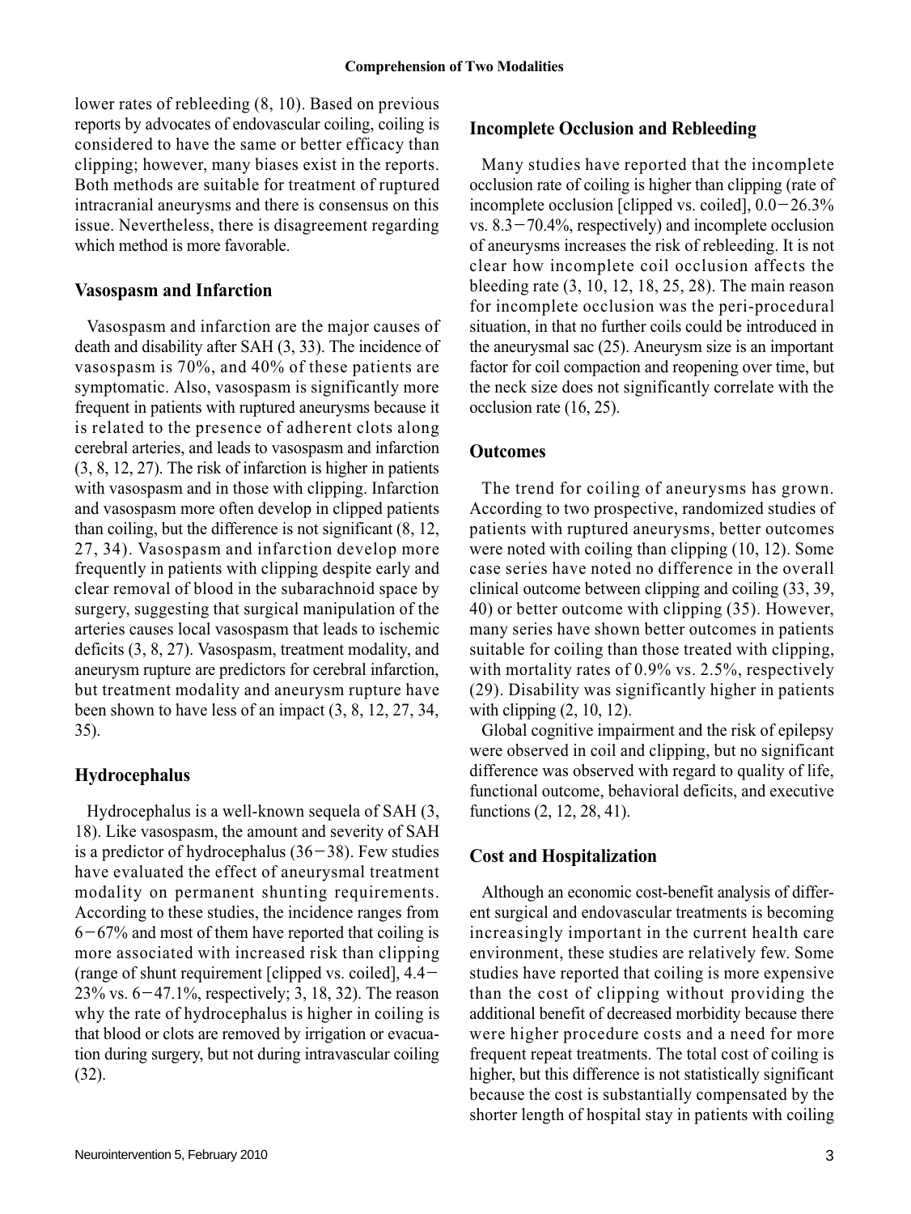lower rates of rebleeding (8, 10). Based on previous reports by advocates of endovascular coiling, coiling is considered to have the same or better efficacy than clipping; however, many biases exist in the reports. Both methods are suitable for treatment of ruptured intracranial aneurysms and there is consensus on this issue. Nevertheless, there is disagreement regarding which method is more favorable.

## Vasospasm and Infarction

Vasospasm and infarction are the major causes of death and disability after SAH (3, 33). The incidence of vasospasm is 70%, and 40% of these patients are symptomatic. Also, vasospasm is significantly more frequent in patients with ruptured aneurysms because it is related to the presence of adherent clots along cerebral arteries, and leads to vasospasm and infarction (3, 8, 12, 27). The risk of infarction is higher in patients with vasospasm and in those with clipping. Infarction and vasospasm more often develop in clipped patients than coiling, but the difference is not significant (8, 12, 27, 34). Vasospasm and infarction develop more frequently in patients with clipping despite early and clear removal of blood in the subarachnoid space by surgery, suggesting that surgical manipulation of the arteries causes local vasospasm that leads to ischemic deficits (3, 8, 27). Vasospasm, treatment modality, and aneurysm rupture are predictors for cerebral infarction, but treatment modality and aneurysm rupture have been shown to have less of an impact (3, 8, 12, 27, 34, 35).

## Hydrocephalus

Hydrocephalus is a well-known sequela of SAH (3, 18). Like vasospasm, the amount and severity of SAH is a predictor of hydrocephalus (36−38). Few studies have evaluated the effect of aneurysmal treatment modality on permanent shunting requirements. According to these studies, the incidence ranges from 6−67% and most of them have reported that coiling is more associated with increased risk than clipping (range of shunt requirement [clipped vs. coiled], 4.4−23% vs. 6−47.1%, respectively; 3, 18, 32). The reason why the rate of hydrocephalus is higher in coiling is that blood or clots are removed by irrigation or evacuation during surgery, but not during intravascular coiling (32).

## Incomplete Occlusion and Rebleeding

Many studies have reported that the incomplete occlusion rate of coiling is higher than clipping (rate of incomplete occlusion [clipped vs. coiled], 0.0−26.3% vs. 8.3−70.4%, respectively) and incomplete occlusion of aneurysms increases the risk of rebleeding. It is not clear how incomplete coil occlusion affects the bleeding rate (3, 10, 12, 18, 25, 28). The main reason for incomplete occlusion was the peri-procedural situation, in that no further coils could be introduced in the aneurysmal sac (25). Aneurysm size is an important factor for coil compaction and reopening over time, but the neck size does not significantly correlate with the occlusion rate (16, 25).

## Outcomes

The trend for coiling of aneurysms has grown. According to two prospective, randomized studies of patients with ruptured aneurysms, better outcomes were noted with coiling than clipping (10, 12). Some case series have noted no difference in the overall clinical outcome between clipping and coiling (33, 39, 40) or better outcome with clipping (35). However, many series have shown better outcomes in patients suitable for coiling than those treated with clipping, with mortality rates of 0.9% vs. 2.5%, respectively (29). Disability was significantly higher in patients with clipping (2, 10, 12).

Global cognitive impairment and the risk of epilepsy were observed in coil and clipping, but no significant difference was observed with regard to quality of life, functional outcome, behavioral deficits, and executive functions (2, 12, 28, 41).

## Cost and Hospitalization

Although an economic cost-benefit analysis of different surgical and endovascular treatments is becoming increasingly important in the current health care environment, these studies are relatively few. Some studies have reported that coiling is more expensive than the cost of clipping without providing the additional benefit of decreased morbidity because there were higher procedure costs and a need for more frequent repeat treatments. The total cost of coiling is higher, but this difference is not statistically significant because the cost is substantially compensated by the shorter length of hospital stay in patients with coiling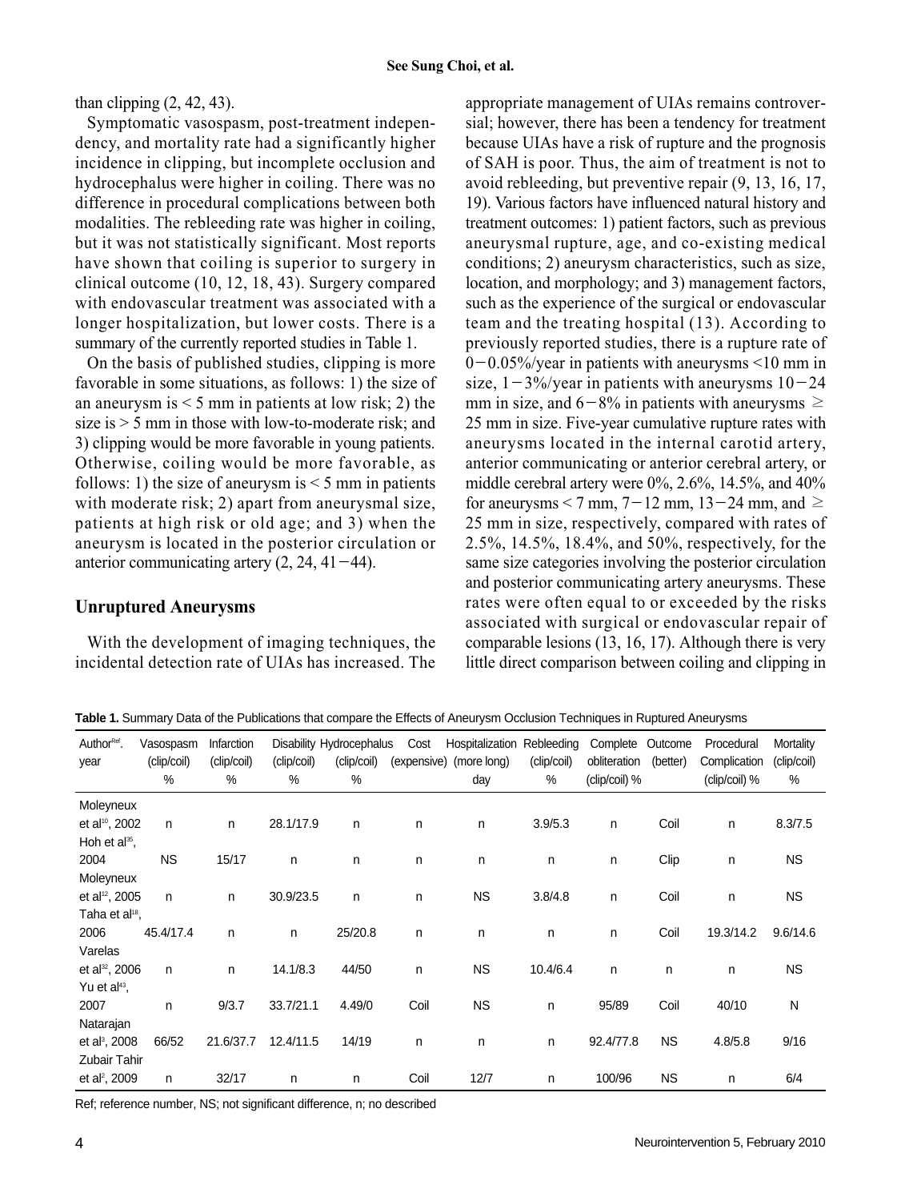than clipping (2, 42, 43).

Symptomatic vasospasm, post-treatment independency, and mortality rate had a significantly higher incidence in clipping, but incomplete occlusion and hydrocephalus were higher in coiling. There was no difference in procedural complications between both modalities. The rebleeding rate was higher in coiling, but it was not statistically significant. Most reports have shown that coiling is superior to surgery in clinical outcome (10, 12, 18, 43). Surgery compared with endovascular treatment was associated with a longer hospitalization, but lower costs. There is a summary of the currently reported studies in Table 1.

On the basis of published studies, clipping is more favorable in some situations, as follows: 1) the size of an aneurysm is < 5 mm in patients at low risk; 2) the size is > 5 mm in those with low-to-moderate risk; and 3) clipping would be more favorable in young patients. Otherwise, coiling would be more favorable, as follows: 1) the size of aneurysm is < 5 mm in patients with moderate risk; 2) apart from aneurysmal size, patients at high risk or old age; and 3) when the aneurysm is located in the posterior circulation or anterior communicating artery (2, 24, 41−44).

## Unruptured Aneurysms

With the development of imaging techniques, the incidental detection rate of UIAs has increased. The appropriate management of UIAs remains controversial; however, there has been a tendency for treatment because UIAs have a risk of rupture and the prognosis of SAH is poor. Thus, the aim of treatment is not to avoid rebleeding, but preventive repair (9, 13, 16, 17, 19). Various factors have influenced natural history and treatment outcomes: 1) patient factors, such as previous aneurysmal rupture, age, and co-existing medical conditions; 2) aneurysm characteristics, such as size, location, and morphology; and 3) management factors, such as the experience of the surgical or endovascular team and the treating hospital (13). According to previously reported studies, there is a rupture rate of 0−0.05%/year in patients with aneurysms <10 mm in size, 1−3%/year in patients with aneurysms 10−24 mm in size, and 6−8% in patients with aneurysms ≥ 25 mm in size. Five-year cumulative rupture rates with aneurysms located in the internal carotid artery, anterior communicating or anterior cerebral artery, or middle cerebral artery were 0%, 2.6%, 14.5%, and 40% for aneurysms < 7 mm, 7−12 mm, 13−24 mm, and ≥ 25 mm in size, respectively, compared with rates of 2.5%, 14.5%, 18.4%, and 50%, respectively, for the same size categories involving the posterior circulation and posterior communicating artery aneurysms. These rates were often equal to or exceeded by the risks associated with surgical or endovascular repair of comparable lesions (13, 16, 17). Although there is very little direct comparison between coiling and clipping in

**Table 1.** Summary Data of the Publications that compare the Effects of Aneurysm Occlusion Techniques in Ruptured Aneurysms

| Author[Ref]. year | Vasospasm (clip/coil) % | Infarction (clip/coil) % | Disability (clip/coil) % | Hydrocephalus (clip/coil) % | Cost (expensive) | Hospitalization (more long) day | Rebleeding (clip/coil) % | Complete obliteration (clip/coil) % | Outcome (better) | Procedural Complication (clip/coil) % | Mortality (clip/coil) % |
|---|---|---|---|---|---|---|---|---|---|---|---|
| Moleyneux et al[10], 2002 | n | n | 28.1/17.9 | n | n | n | 3.9/5.3 | n | Coil | n | 8.3/7.5 |
| Hoh et al[35], 2004 | NS | 15/17 | n | n | n | n | n | n | Clip | n | NS |
| Moleyneux et al[12], 2005 | n | n | 30.9/23.5 | n | n | NS | 3.8/4.8 | n | Coil | n | NS |
| Taha et al[18], 2006 | 45.4/17.4 | n | n | 25/20.8 | n | n | n | n | Coil | 19.3/14.2 | 9.6/14.6 |
| Varelas et al[32], 2006 | n | n | 14.1/8.3 | 44/50 | n | NS | 10.4/6.4 | n | n | n | NS |
| Yu et al[43], 2007 | n | 9/3.7 | 33.7/21.1 | 4.49/0 | Coil | NS | n | 95/89 | Coil | 40/10 | N |
| Natarajan et al[3], 2008 | 66/52 | 21.6/37.7 | 12.4/11.5 | 14/19 | n | n | n | 92.4/77.8 | NS | 4.8/5.8 | 9/16 |
| Zubair Tahir et al[2], 2009 | n | 32/17 | n | n | Coil | 12/7 | n | 100/96 | NS | n | 6/4 |

Ref; reference number, NS; not significant difference, n; no described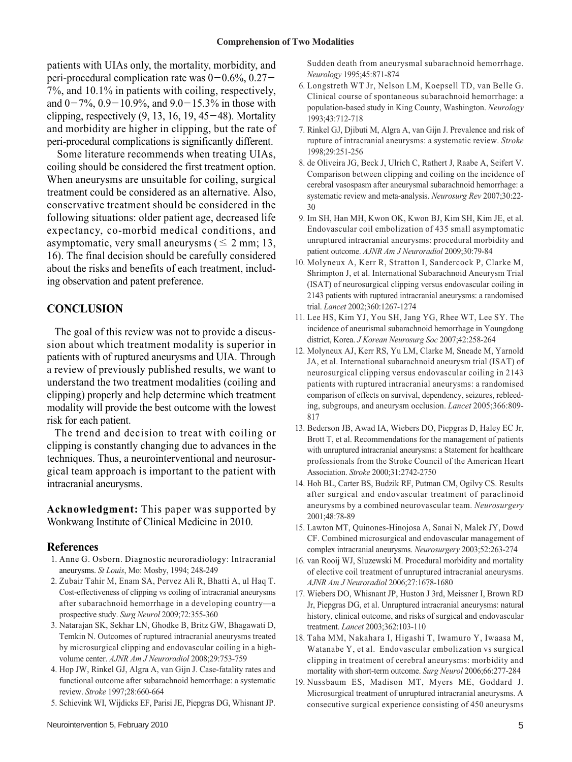patients with UIAs only, the mortality, morbidity, and peri-procedural complication rate was 0−0.6%, 0.27−7%, and 10.1% in patients with coiling, respectively, and 0−7%, 0.9−10.9%, and 9.0−15.3% in those with clipping, respectively (9, 13, 16, 19, 45−48). Mortality and morbidity are higher in clipping, but the rate of peri-procedural complications is significantly different.

Some literature recommends when treating UIAs, coiling should be considered the first treatment option. When aneurysms are unsuitable for coiling, surgical treatment could be considered as an alternative. Also, conservative treatment should be considered in the following situations: older patient age, decreased life expectancy, co-morbid medical conditions, and asymptomatic, very small aneurysms (≤ 2 mm; 13, 16). The final decision should be carefully considered about the risks and benefits of each treatment, including observation and patent preference.

## CONCLUSION

The goal of this review was not to provide a discussion about which treatment modality is superior in patients with of ruptured aneurysms and UIA. Through a review of previously published results, we want to understand the two treatment modalities (coiling and clipping) properly and help determine which treatment modality will provide the best outcome with the lowest risk for each patient.

The trend and decision to treat with coiling or clipping is constantly changing due to advances in the techniques. Thus, a neurointerventional and neurosurgical team approach is important to the patient with intracranial aneurysms.

**Acknowledgment:** This paper was supported by Wonkwang Institute of Clinical Medicine in 2010.

## References

1. Anne G. Osborn. Diagnostic neuroradiology: Intracranial aneurysms. *St Louis*, Mo: Mosby, 1994; 248-249
2. Zubair Tahir M, Enam SA, Pervez Ali R, Bhatti A, ul Haq T. Cost-effectiveness of clipping vs coiling of intracranial aneurysms after subarachnoid hemorrhage in a developing country—a prospective study. *Surg Neurol* 2009;72:355-360
3. Natarajan SK, Sekhar LN, Ghodke B, Britz GW, Bhagawati D, Temkin N. Outcomes of ruptured intracranial aneurysms treated by microsurgical clipping and endovascular coiling in a high-volume center. *AJNR Am J Neuroradiol* 2008;29:753-759
4. Hop JW, Rinkel GJ, Algra A, van Gijn J. Case-fatality rates and functional outcome after subarachnoid hemorrhage: a systematic review. *Stroke* 1997;28:660-664
5. Schievink WI, Wijdicks EF, Parisi JE, Piepgras DG, Whisnant JP. Sudden death from aneurysmal subarachnoid hemorrhage. *Neurology* 1995;45:871-874
6. Longstreth WT Jr, Nelson LM, Koepsell TD, van Belle G. Clinical course of spontaneous subarachnoid hemorrhage: a population-based study in King County, Washington. *Neurology* 1993;43:712-718
7. Rinkel GJ, Djibuti M, Algra A, van Gijn J. Prevalence and risk of rupture of intracranial aneurysms: a systematic review. *Stroke* 1998;29:251-256
8. de Oliveira JG, Beck J, Ulrich C, Rathert J, Raabe A, Seifert V. Comparison between clipping and coiling on the incidence of cerebral vasospasm after aneurysmal subarachnoid hemorrhage: a systematic review and meta-analysis. *Neurosurg Rev* 2007;30:22-30
9. Im SH, Han MH, Kwon OK, Kwon BJ, Kim SH, Kim JE, et al. Endovascular coil embolization of 435 small asymptomatic unruptured intracranial aneurysms: procedural morbidity and patient outcome. *AJNR Am J Neuroradiol* 2009;30:79-84
10. Molyneux A, Kerr R, Stratton I, Sandercock P, Clarke M, Shrimpton J, et al. International Subarachnoid Aneurysm Trial (ISAT) of neurosurgical clipping versus endovascular coiling in 2143 patients with ruptured intracranial aneurysms: a randomised trial. *Lancet* 2002;360:1267-1274
11. Lee HS, Kim YJ, You SH, Jang YG, Rhee WT, Lee SY. The incidence of aneurismal subarachnoid hemorrhage in Youngdong district, Korea. *J Korean Neurosurg Soc* 2007;42:258-264
12. Molyneux AJ, Kerr RS, Yu LM, Clarke M, Sneade M, Yarnold JA, et al. International subarachnoid aneurysm trial (ISAT) of neurosurgical clipping versus endovascular coiling in 2143 patients with ruptured intracranial aneurysms: a randomised comparison of effects on survival, dependency, seizures, rebleeding, subgroups, and aneurysm occlusion. *Lancet* 2005;366:809-817
13. Bederson JB, Awad IA, Wiebers DO, Piepgras D, Haley EC Jr, Brott T, et al. Recommendations for the management of patients with unruptured intracranial aneurysms: a Statement for healthcare professionals from the Stroke Council of the American Heart Association. *Stroke* 2000;31:2742-2750
14. Hoh BL, Carter BS, Budzik RF, Putman CM, Ogilvy CS. Results after surgical and endovascular treatment of paraclinoid aneurysms by a combined neurovascular team. *Neurosurgery* 2001;48:78-89
15. Lawton MT, Quinones-Hinojosa A, Sanai N, Malek JY, Dowd CF. Combined microsurgical and endovascular management of complex intracranial aneurysms. *Neurosurgery* 2003;52:263-274
16. van Rooij WJ, Sluzewski M. Procedural morbidity and mortality of elective coil treatment of unruptured intracranial aneurysms. *AJNR Am J Neuroradiol* 2006;27:1678-1680
17. Wiebers DO, Whisnant JP, Huston J 3rd, Meissner I, Brown RD Jr, Piepgras DG, et al. Unruptured intracranial aneurysms: natural history, clinical outcome, and risks of surgical and endovascular treatment. *Lancet* 2003;362:103-110
18. Taha MM, Nakahara I, Higashi T, Iwamuro Y, Iwaasa M, Watanabe Y, et al. Endovascular embolization vs surgical clipping in treatment of cerebral aneurysms: morbidity and mortality with short-term outcome. *Surg Neurol* 2006;66:277-284
19. Nussbaum ES, Madison MT, Myers ME, Goddard J. Microsurgical treatment of unruptured intracranial aneurysms. A consecutive surgical experience consisting of 450 aneurysms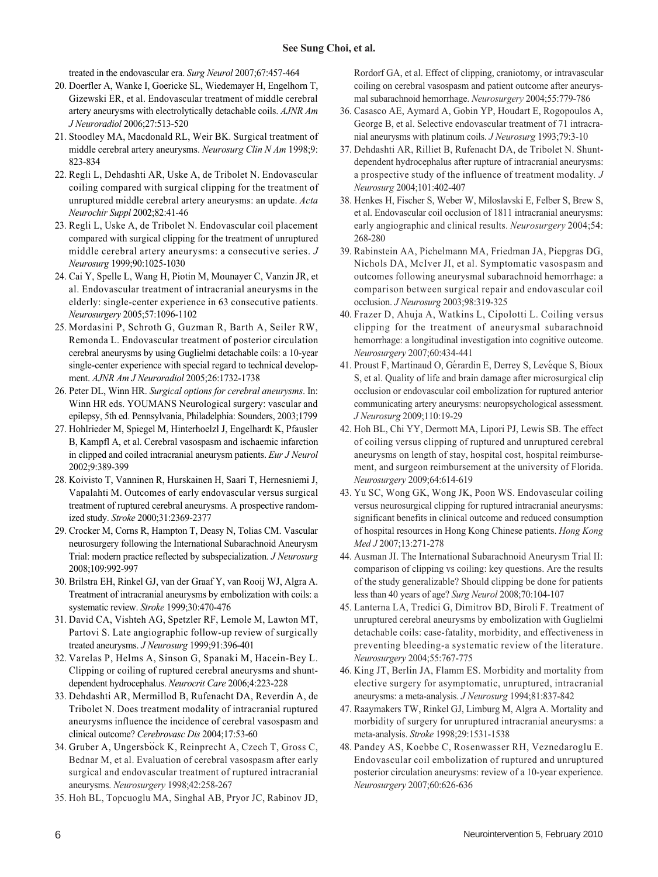treated in the endovascular era. *Surg Neurol* 2007;67:457-464

20. Doerfler A, Wanke I, Goericke SL, Wiedemayer H, Engelhorn T, Gizewski ER, et al. Endovascular treatment of middle cerebral artery aneurysms with electrolytically detachable coils. *AJNR Am J Neuroradiol* 2006;27:513-520
21. Stoodley MA, Macdonald RL, Weir BK. Surgical treatment of middle cerebral artery aneurysms. *Neurosurg Clin N Am* 1998;9: 823-834
22. Regli L, Dehdashti AR, Uske A, de Tribolet N. Endovascular coiling compared with surgical clipping for the treatment of unruptured middle cerebral artery aneurysms: an update. *Acta Neurochir Suppl* 2002;82:41-46
23. Regli L, Uske A, de Tribolet N. Endovascular coil placement compared with surgical clipping for the treatment of unruptured middle cerebral artery aneurysms: a consecutive series. *J Neurosurg* 1999;90:1025-1030
24. Cai Y, Spelle L, Wang H, Piotin M, Mounayer C, Vanzin JR, et al. Endovascular treatment of intracranial aneurysms in the elderly: single-center experience in 63 consecutive patients. *Neurosurgery* 2005;57:1096-1102
25. Mordasini P, Schroth G, Guzman R, Barth A, Seiler RW, Remonda L. Endovascular treatment of posterior circulation cerebral aneurysms by using Guglielmi detachable coils: a 10-year single-center experience with special regard to technical development. *AJNR Am J Neuroradiol* 2005;26:1732-1738
26. Peter DL, Winn HR. *Surgical options for cerebral aneurysms*. In: Winn HR eds. YOUMANS Neurological surgery: vascular and epilepsy, 5th ed. Pennsylvania, Philadelphia: Sounders, 2003;1799
27. Hohlrieder M, Spiegel M, Hinterhoelzl J, Engelhardt K, Pfausler B, Kampfl A, et al. Cerebral vasospasm and ischaemic infarction in clipped and coiled intracranial aneurysm patients. *Eur J Neurol* 2002;9:389-399
28. Koivisto T, Vanninen R, Hurskainen H, Saari T, Hernesniemi J, Vapalahti M. Outcomes of early endovascular versus surgical treatment of ruptured cerebral aneurysms. A prospective randomized study. *Stroke* 2000;31:2369-2377
29. Crocker M, Corns R, Hampton T, Deasy N, Tolias CM. Vascular neurosurgery following the International Subarachnoid Aneurysm Trial: modern practice reflected by subspecialization. *J Neurosurg* 2008;109:992-997
30. Brilstra EH, Rinkel GJ, van der Graaf Y, van Rooij WJ, Algra A. Treatment of intracranial aneurysms by embolization with coils: a systematic review. *Stroke* 1999;30:470-476
31. David CA, Vishteh AG, Spetzler RF, Lemole M, Lawton MT, Partovi S. Late angiographic follow-up review of surgically treated aneurysms. *J Neurosurg* 1999;91:396-401
32. Varelas P, Helms A, Sinson G, Spanaki M, Hacein-Bey L. Clipping or coiling of ruptured cerebral aneurysms and shunt-dependent hydrocephalus. *Neurocrit Care* 2006;4:223-228
33. Dehdashti AR, Mermillod B, Rufenacht DA, Reverdin A, de Tribolet N. Does treatment modality of intracranial ruptured aneurysms influence the incidence of cerebral vasospasm and clinical outcome? *Cerebrovasc Dis* 2004;17:53-60
34. Gruber A, Ungersböck K, Reinprecht A, Czech T, Gross C, Bednar M, et al. Evaluation of cerebral vasospasm after early surgical and endovascular treatment of ruptured intracranial aneurysms. *Neurosurgery* 1998;42:258-267
35. Hoh BL, Topcuoglu MA, Singhal AB, Pryor JC, Rabinov JD, Rordorf GA, et al. Effect of clipping, craniotomy, or intravascular coiling on cerebral vasospasm and patient outcome after aneurysmal subarachnoid hemorrhage. *Neurosurgery* 2004;55:779-786
36. Casasco AE, Aymard A, Gobin YP, Houdart E, Rogopoulos A, George B, et al. Selective endovascular treatment of 71 intracranial aneurysms with platinum coils. *J Neurosurg* 1993;79:3-10
37. Dehdashti AR, Rilliet B, Rufenacht DA, de Tribolet N. Shunt-dependent hydrocephalus after rupture of intracranial aneurysms: a prospective study of the influence of treatment modality. *J Neurosurg* 2004;101:402-407
38. Henkes H, Fischer S, Weber W, Miloslavski E, Felber S, Brew S, et al. Endovascular coil occlusion of 1811 intracranial aneurysms: early angiographic and clinical results. *Neurosurgery* 2004;54: 268-280
39. Rabinstein AA, Pichelmann MA, Friedman JA, Piepgras DG, Nichols DA, McIver JI, et al. Symptomatic vasospasm and outcomes following aneurysmal subarachnoid hemorrhage: a comparison between surgical repair and endovascular coil occlusion. *J Neurosurg* 2003;98:319-325
40. Frazer D, Ahuja A, Watkins L, Cipolotti L. Coiling versus clipping for the treatment of aneurysmal subarachnoid hemorrhage: a longitudinal investigation into cognitive outcome. *Neurosurgery* 2007;60:434-441
41. Proust F, Martinaud O, Gérardin E, Derrey S, Levêque S, Bioux S, et al. Quality of life and brain damage after microsurgical clip occlusion or endovascular coil embolization for ruptured anterior communicating artery aneurysms: neuropsychological assessment. *J Neurosurg* 2009;110:19-29
42. Hoh BL, Chi YY, Dermott MA, Lipori PJ, Lewis SB. The effect of coiling versus clipping of ruptured and unruptured cerebral aneurysms on length of stay, hospital cost, hospital reimbursement, and surgeon reimbursement at the university of Florida. *Neurosurgery* 2009;64:614-619
43. Yu SC, Wong GK, Wong JK, Poon WS. Endovascular coiling versus neurosurgical clipping for ruptured intracranial aneurysms: significant benefits in clinical outcome and reduced consumption of hospital resources in Hong Kong Chinese patients. *Hong Kong Med J* 2007;13:271-278
44. Ausman JI. The International Subarachnoid Aneurysm Trial II: comparison of clipping vs coiling: key questions. Are the results of the study generalizable? Should clipping be done for patients less than 40 years of age? *Surg Neurol* 2008;70:104-107
45. Lanterna LA, Tredici G, Dimitrov BD, Biroli F. Treatment of unruptured cerebral aneurysms by embolization with Guglielmi detachable coils: case-fatality, morbidity, and effectiveness in preventing bleeding-a systematic review of the literature. *Neurosurgery* 2004;55:767-775
46. King JT, Berlin JA, Flamm ES. Morbidity and mortality from elective surgery for asymptomatic, unruptured, intracranial aneurysms: a meta-analysis. *J Neurosurg* 1994;81:837-842
47. Raaymakers TW, Rinkel GJ, Limburg M, Algra A. Mortality and morbidity of surgery for unruptured intracranial aneurysms: a meta-analysis. *Stroke* 1998;29:1531-1538
48. Pandey AS, Koebbe C, Rosenwasser RH, Veznedaroglu E. Endovascular coil embolization of ruptured and unruptured posterior circulation aneurysms: review of a 10-year experience. *Neurosurgery* 2007;60:626-636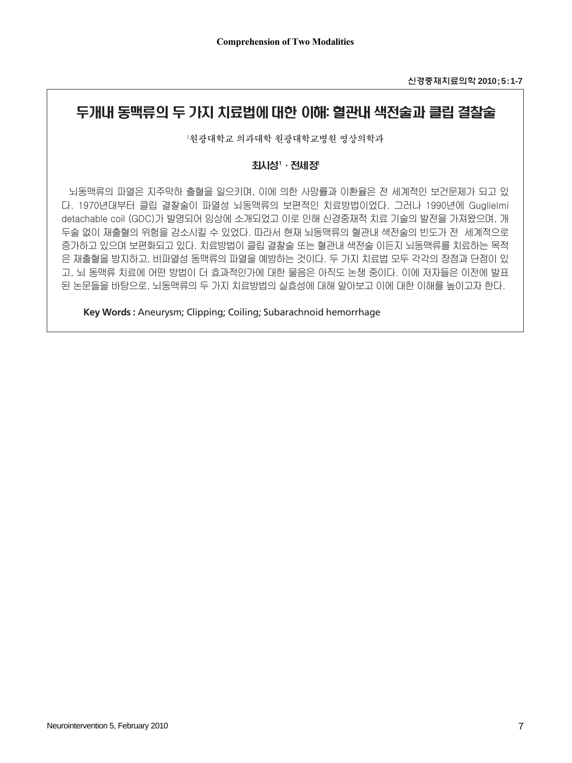# 두개내 동맥류의 두 가지 치료법에 대한 이해: 혈관내 색전술과 클립 결찰술

[1]원광대학교 의과대학 원광대학교병원 영상의학과

**최시성[1] · 전세정[1]**

뇌동맥류의 파열은 지주막하 출혈을 일으키며, 이에 의한 사망률과 이환율은 전 세계적인 보건문제가 되고 있다. 1970년대부터 클립 결찰술이 파열성 뇌동맥류의 보편적인 치료방법이었다. 그러나 1990년에 Guglielmi detachable coil (GDC)가 발명되어 임상에 소개되었고 이로 인해 신경중재적 치료 기술의 발전을 가져왔으며, 개두술 없이 재출혈의 위험을 감소시킬 수 있었다. 따라서 현재 뇌동맥류의 혈관내 색전술의 빈도가 전 세계적으로 증가하고 있으며 보편화되고 있다. 치료방법이 클립 결찰술 또는 혈관내 색전술 이든지 뇌동맥류를 치료하는 목적은 재출혈을 방지하고, 비파열성 동맥류의 파열을 예방하는 것이다. 두 가지 치료법 모두 각각의 장점과 단점이 있고, 뇌 동맥류 치료에 어떤 방법이 더 효과적인가에 대한 물음은 아직도 논쟁 중이다. 이에 저자들은 이전에 발표된 논문들을 바탕으로, 뇌동맥류의 두 가지 치료방법의 실효성에 대해 알아보고 이에 대한 이해를 높이고자 한다.

**Key Words :** Aneurysm; Clipping; Coiling; Subarachnoid hemorrhage